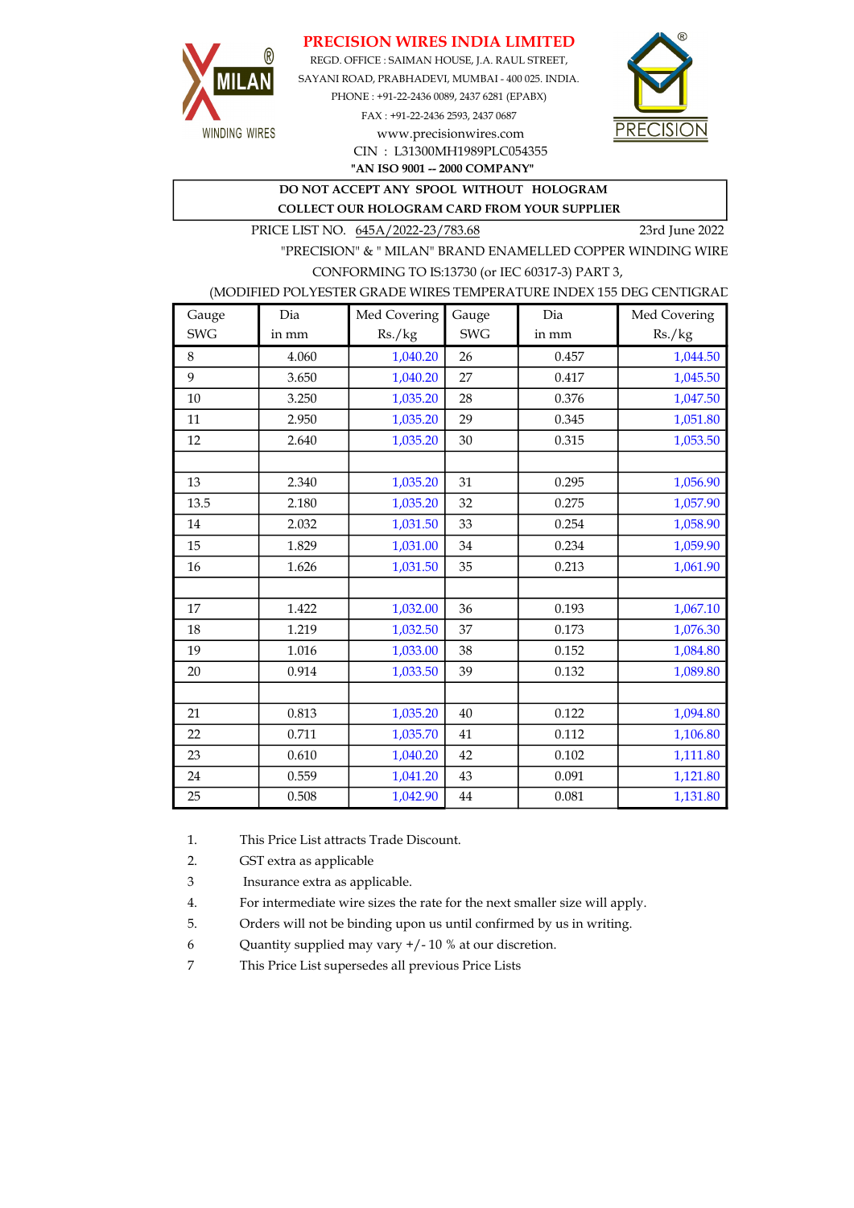# PRECISION WIRES INDIA LIMITED

REGD. OFFICE : SAIMAN HOUSE, J.A. RAUL STREET,
SAYANI ROAD, PRABHADEVI, MUMBAI - 400 025. INDIA.
PHONE : +91-22-2436 0089, 2437 6281 (EPABX)
FAX : +91-22-2436 2593, 2437 0687
www.precisionwires.com
CIN : L31300MH1989PLC054355

**"AN ISO 9001 -- 2000 COMPANY"**

**DO NOT ACCEPT ANY SPOOL WITHOUT HOLOGRAM**
**COLLECT OUR HOLOGRAM CARD FROM YOUR SUPPLIER**

PRICE LIST NO. 645A/2022-23/783.68 23rd June 2022

"PRECISION" & " MILAN" BRAND ENAMELLED COPPER WINDING WIRE
CONFORMING TO IS:13730 (or IEC 60317-3) PART 3,
(MODIFIED POLYESTER GRADE WIRES TEMPERATURE INDEX 155 DEG CENTIGRAD

| Gauge SWG | Dia in mm | Med Covering Rs./kg | Gauge SWG | Dia in mm | Med Covering Rs./kg |
|---|---|---|---|---|---|
| 8 | 4.060 | 1,040.20 | 26 | 0.457 | 1,044.50 |
| 9 | 3.650 | 1,040.20 | 27 | 0.417 | 1,045.50 |
| 10 | 3.250 | 1,035.20 | 28 | 0.376 | 1,047.50 |
| 11 | 2.950 | 1,035.20 | 29 | 0.345 | 1,051.80 |
| 12 | 2.640 | 1,035.20 | 30 | 0.315 | 1,053.50 |
| | | | | | |
| 13 | 2.340 | 1,035.20 | 31 | 0.295 | 1,056.90 |
| 13.5 | 2.180 | 1,035.20 | 32 | 0.275 | 1,057.90 |
| 14 | 2.032 | 1,031.50 | 33 | 0.254 | 1,058.90 |
| 15 | 1.829 | 1,031.00 | 34 | 0.234 | 1,059.90 |
| 16 | 1.626 | 1,031.50 | 35 | 0.213 | 1,061.90 |
| | | | | | |
| 17 | 1.422 | 1,032.00 | 36 | 0.193 | 1,067.10 |
| 18 | 1.219 | 1,032.50 | 37 | 0.173 | 1,076.30 |
| 19 | 1.016 | 1,033.00 | 38 | 0.152 | 1,084.80 |
| 20 | 0.914 | 1,033.50 | 39 | 0.132 | 1,089.80 |
| | | | | | |
| 21 | 0.813 | 1,035.20 | 40 | 0.122 | 1,094.80 |
| 22 | 0.711 | 1,035.70 | 41 | 0.112 | 1,106.80 |
| 23 | 0.610 | 1,040.20 | 42 | 0.102 | 1,111.80 |
| 24 | 0.559 | 1,041.20 | 43 | 0.091 | 1,121.80 |
| 25 | 0.508 | 1,042.90 | 44 | 0.081 | 1,131.80 |

1. This Price List attracts Trade Discount.
2. GST extra as applicable
3 Insurance extra as applicable.
4. For intermediate wire sizes the rate for the next smaller size will apply.
5. Orders will not be binding upon us until confirmed by us in writing.
6 Quantity supplied may vary +/- 10 % at our discretion.
7 This Price List supersedes all previous Price Lists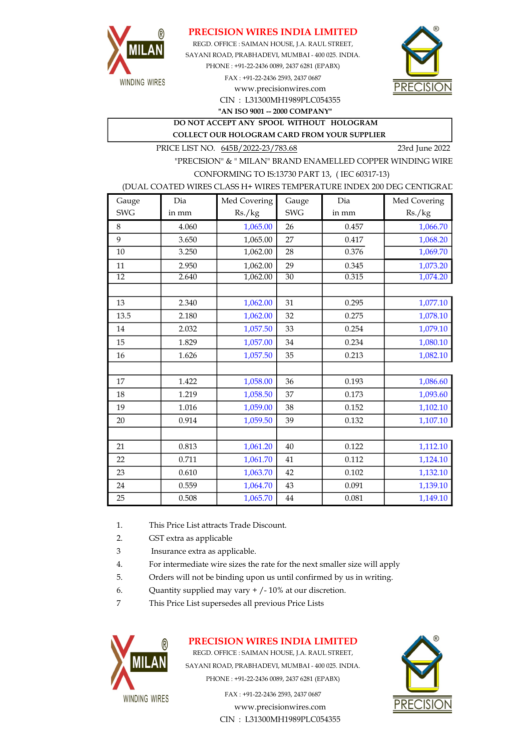# PRECISION WIRES INDIA LIMITED

REGD. OFFICE : SAIMAN HOUSE, J.A. RAUL STREET,
SAYANI ROAD, PRABHADEVI, MUMBAI - 400 025. INDIA.
PHONE : +91-22-2436 0089, 2437 6281 (EPABX)
FAX : +91-22-2436 2593, 2437 0687
www.precisionwires.com
CIN : L31300MH1989PLC054355
**"AN ISO 9001 -- 2000 COMPANY"**

**DO NOT ACCEPT ANY SPOOL WITHOUT HOLOGRAM**
**COLLECT OUR HOLOGRAM CARD FROM YOUR SUPPLIER**

PRICE LIST NO. 645B/2022-23/783.68 23rd June 2022

"PRECISION" & " MILAN" BRAND ENAMELLED COPPER WINDING WIRE
CONFORMING TO IS:13730 PART 13, ( IEC 60317-13)
(DUAL COATED WIRES CLASS H+ WIRES TEMPERATURE INDEX 200 DEG CENTIGRAD

| Gauge SWG | Dia in mm | Med Covering Rs./kg | Gauge SWG | Dia in mm | Med Covering Rs./kg |
|---|---|---|---|---|---|
| 8 | 4.060 | 1,065.00 | 26 | 0.457 | 1,066.70 |
| 9 | 3.650 | 1,065.00 | 27 | 0.417 | 1,068.20 |
| 10 | 3.250 | 1,062.00 | 28 | 0.376 | 1,069.70 |
| 11 | 2.950 | 1,062.00 | 29 | 0.345 | 1,073.20 |
| 12 | 2.640 | 1,062.00 | 30 | 0.315 | 1,074.20 |
| | | | | | |
| 13 | 2.340 | 1,062.00 | 31 | 0.295 | 1,077.10 |
| 13.5 | 2.180 | 1,062.00 | 32 | 0.275 | 1,078.10 |
| 14 | 2.032 | 1,057.50 | 33 | 0.254 | 1,079.10 |
| 15 | 1.829 | 1,057.00 | 34 | 0.234 | 1,080.10 |
| 16 | 1.626 | 1,057.50 | 35 | 0.213 | 1,082.10 |
| | | | | | |
| 17 | 1.422 | 1,058.00 | 36 | 0.193 | 1,086.60 |
| 18 | 1.219 | 1,058.50 | 37 | 0.173 | 1,093.60 |
| 19 | 1.016 | 1,059.00 | 38 | 0.152 | 1,102.10 |
| 20 | 0.914 | 1,059.50 | 39 | 0.132 | 1,107.10 |
| | | | | | |
| 21 | 0.813 | 1,061.20 | 40 | 0.122 | 1,112.10 |
| 22 | 0.711 | 1,061.70 | 41 | 0.112 | 1,124.10 |
| 23 | 0.610 | 1,063.70 | 42 | 0.102 | 1,132.10 |
| 24 | 0.559 | 1,064.70 | 43 | 0.091 | 1,139.10 |
| 25 | 0.508 | 1,065.70 | 44 | 0.081 | 1,149.10 |

1. This Price List attracts Trade Discount.
2. GST extra as applicable
3 Insurance extra as applicable.
4. For intermediate wire sizes the rate for the next smaller size will apply
5. Orders will not be binding upon us until confirmed by us in writing.
6. Quantity supplied may vary + /- 10% at our discretion.
7 This Price List supersedes all previous Price Lists

# PRECISION WIRES INDIA LIMITED

REGD. OFFICE : SAIMAN HOUSE, J.A. RAUL STREET,
SAYANI ROAD, PRABHADEVI, MUMBAI - 400 025. INDIA.
PHONE : +91-22-2436 0089, 2437 6281 (EPABX)
FAX : +91-22-2436 2593, 2437 0687
www.precisionwires.com
CIN : L31300MH1989PLC054355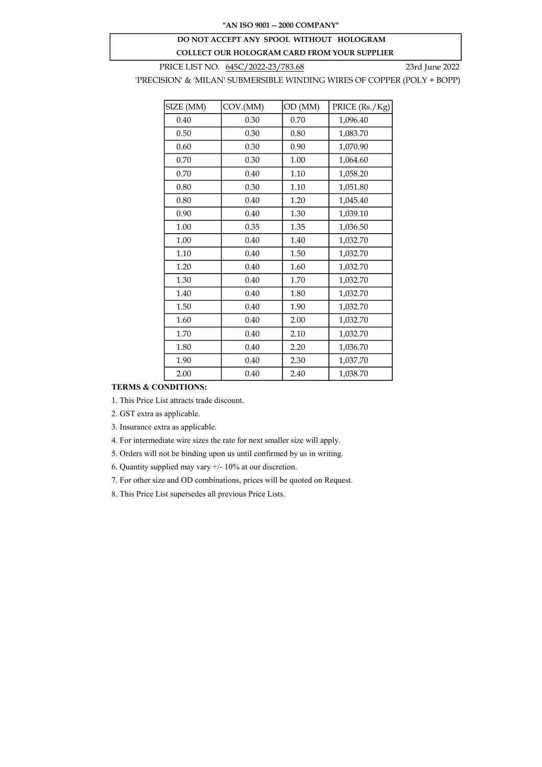**"AN ISO 9001 -- 2000 COMPANY"**

**DO NOT ACCEPT ANY SPOOL WITHOUT HOLOGRAM**

**COLLECT OUR HOLOGRAM CARD FROM YOUR SUPPLIER**

PRICE LIST NO. 645C/2022-23/783.68 23rd June 2022

'PRECISION' & 'MILAN' SUBMERSIBLE WINDING WIRES OF COPPER (POLY + BOPP)

| SIZE (MM) | COV.(MM) | OD (MM) | PRICE (Rs./Kg) |
|---|---|---|---|
| 0.40 | 0.30 | 0.70 | 1,096.40 |
| 0.50 | 0.30 | 0.80 | 1,083.70 |
| 0.60 | 0.30 | 0.90 | 1,070.90 |
| 0.70 | 0.30 | 1.00 | 1,064.60 |
| 0.70 | 0.40 | 1.10 | 1,058.20 |
| 0.80 | 0.30 | 1.10 | 1,051.80 |
| 0.80 | 0.40 | 1.20 | 1,045.40 |
| 0.90 | 0.40 | 1.30 | 1,039.10 |
| 1.00 | 0.35 | 1.35 | 1,036.50 |
| 1.00 | 0.40 | 1.40 | 1,032.70 |
| 1.10 | 0.40 | 1.50 | 1,032.70 |
| 1.20 | 0.40 | 1.60 | 1,032.70 |
| 1.30 | 0.40 | 1.70 | 1,032.70 |
| 1.40 | 0.40 | 1.80 | 1,032.70 |
| 1.50 | 0.40 | 1.90 | 1,032.70 |
| 1.60 | 0.40 | 2.00 | 1,032.70 |
| 1.70 | 0.40 | 2.10 | 1,032.70 |
| 1.80 | 0.40 | 2.20 | 1,036.70 |
| 1.90 | 0.40 | 2.30 | 1,037.70 |
| 2.00 | 0.40 | 2.40 | 1,038.70 |

**TERMS & CONDITIONS:**

1. This Price List attracts trade discount.
2. GST extra as applicable.
3. Insurance extra as applicable.
4. For intermediate wire sizes the rate for next smaller size will apply.
5. Orders will not be binding upon us until confirmed by us in writing.
6. Quantity supplied may vary +/- 10% at our discretion.
7. For other size and OD combinations, prices will be quoted on Request.
8. This Price List supersedes all previous Price Lists.